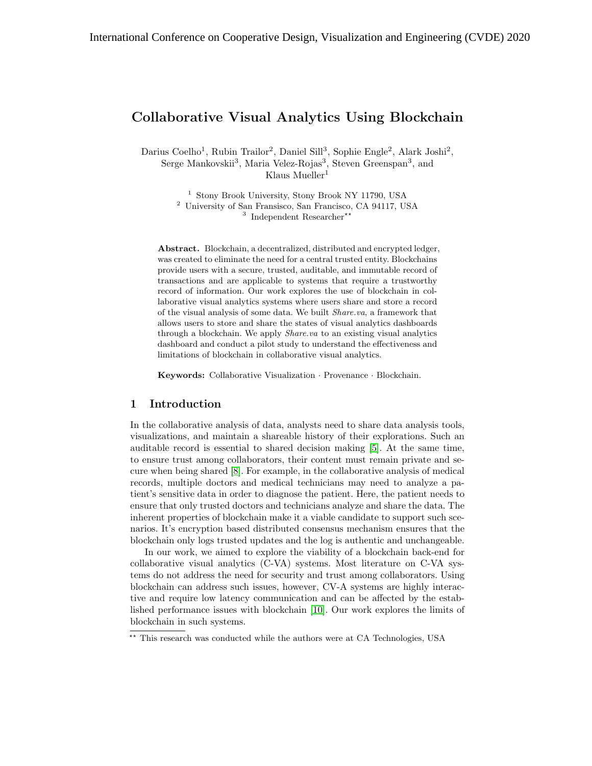International Conference on Cooperative Design, Visualization and Engineering (CVDE) 2020

# Collaborative Visual Analytics Using Blockchain

Darius Coelho[1], Rubin Trailor[2], Daniel Sill[3], Sophie Engle[2], Alark Joshi[2], Serge Mankovskii[3], Maria Velez-Rojas[3], Steven Greenspan[3], and Klaus Mueller[1]

[1] Stony Brook University, Stony Brook NY 11790, USA
[2] University of San Fransisco, San Francisco, CA 94117, USA
[3] Independent Researcher[⋆⋆]

**Abstract.** Blockchain, a decentralized, distributed and encrypted ledger, was created to eliminate the need for a central trusted entity. Blockchains provide users with a secure, trusted, auditable, and immutable record of transactions and are applicable to systems that require a trustworthy record of information. Our work explores the use of blockchain in collaborative visual analytics systems where users share and store a record of the visual analysis of some data. We built *Share.va*, a framework that allows users to store and share the states of visual analytics dashboards through a blockchain. We apply *Share.va* to an existing visual analytics dashboard and conduct a pilot study to understand the effectiveness and limitations of blockchain in collaborative visual analytics.

**Keywords:** Collaborative Visualization · Provenance · Blockchain.

## 1 Introduction

In the collaborative analysis of data, analysts need to share data analysis tools, visualizations, and maintain a shareable history of their explorations. Such an auditable record is essential to shared decision making [5]. At the same time, to ensure trust among collaborators, their content must remain private and secure when being shared [8]. For example, in the collaborative analysis of medical records, multiple doctors and medical technicians may need to analyze a patient's sensitive data in order to diagnose the patient. Here, the patient needs to ensure that only trusted doctors and technicians analyze and share the data. The inherent properties of blockchain make it a viable candidate to support such scenarios. It's encryption based distributed consensus mechanism ensures that the blockchain only logs trusted updates and the log is authentic and unchangeable.

In our work, we aimed to explore the viability of a blockchain back-end for collaborative visual analytics (C-VA) systems. Most literature on C-VA systems do not address the need for security and trust among collaborators. Using blockchain can address such issues, however, CV-A systems are highly interactive and require low latency communication and can be affected by the established performance issues with blockchain [10]. Our work explores the limits of blockchain in such systems.

[⋆⋆] This research was conducted while the authors were at CA Technologies, USA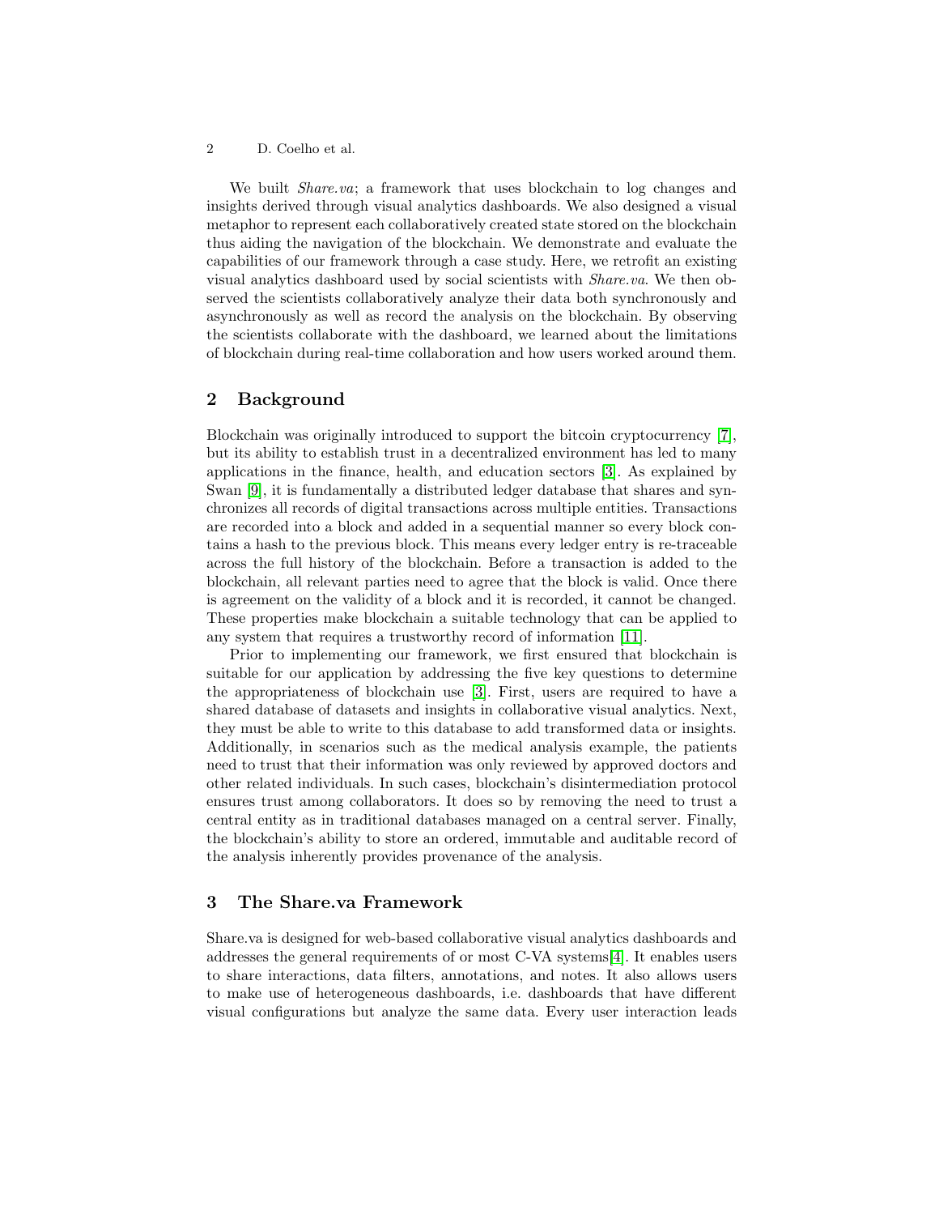We built *Share.va*; a framework that uses blockchain to log changes and insights derived through visual analytics dashboards. We also designed a visual metaphor to represent each collaboratively created state stored on the blockchain thus aiding the navigation of the blockchain. We demonstrate and evaluate the capabilities of our framework through a case study. Here, we retrofit an existing visual analytics dashboard used by social scientists with *Share.va*. We then observed the scientists collaboratively analyze their data both synchronously and asynchronously as well as record the analysis on the blockchain. By observing the scientists collaborate with the dashboard, we learned about the limitations of blockchain during real-time collaboration and how users worked around them.

## 2 Background

Blockchain was originally introduced to support the bitcoin cryptocurrency [7], but its ability to establish trust in a decentralized environment has led to many applications in the finance, health, and education sectors [3]. As explained by Swan [9], it is fundamentally a distributed ledger database that shares and synchronizes all records of digital transactions across multiple entities. Transactions are recorded into a block and added in a sequential manner so every block contains a hash to the previous block. This means every ledger entry is re-traceable across the full history of the blockchain. Before a transaction is added to the blockchain, all relevant parties need to agree that the block is valid. Once there is agreement on the validity of a block and it is recorded, it cannot be changed. These properties make blockchain a suitable technology that can be applied to any system that requires a trustworthy record of information [11].

Prior to implementing our framework, we first ensured that blockchain is suitable for our application by addressing the five key questions to determine the appropriateness of blockchain use [3]. First, users are required to have a shared database of datasets and insights in collaborative visual analytics. Next, they must be able to write to this database to add transformed data or insights. Additionally, in scenarios such as the medical analysis example, the patients need to trust that their information was only reviewed by approved doctors and other related individuals. In such cases, blockchain's disintermediation protocol ensures trust among collaborators. It does so by removing the need to trust a central entity as in traditional databases managed on a central server. Finally, the blockchain's ability to store an ordered, immutable and auditable record of the analysis inherently provides provenance of the analysis.

## 3 The Share.va Framework

Share.va is designed for web-based collaborative visual analytics dashboards and addresses the general requirements of or most C-VA systems[4]. It enables users to share interactions, data filters, annotations, and notes. It also allows users to make use of heterogeneous dashboards, i.e. dashboards that have different visual configurations but analyze the same data. Every user interaction leads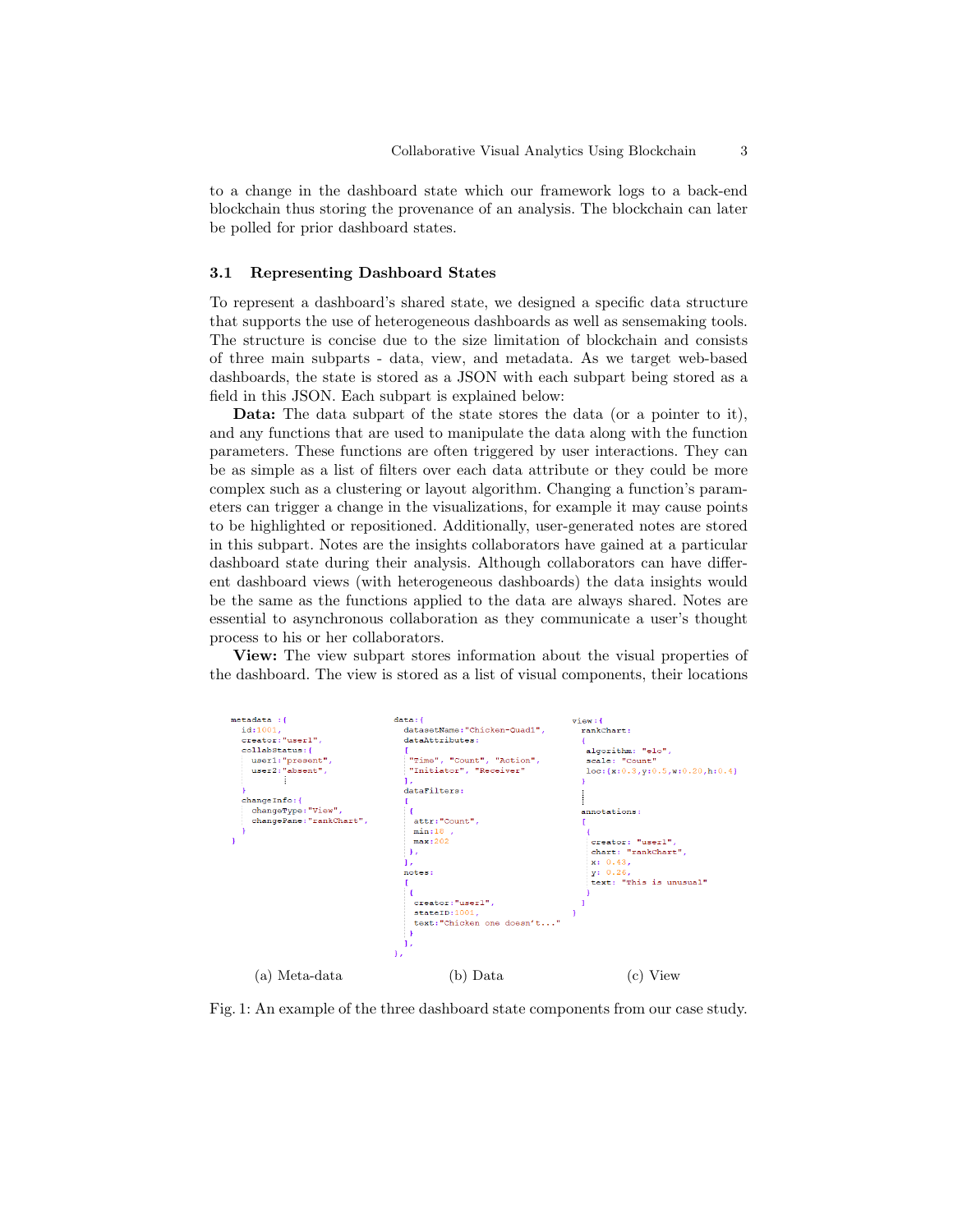to a change in the dashboard state which our framework logs to a back-end blockchain thus storing the provenance of an analysis. The blockchain can later be polled for prior dashboard states.

### 3.1 Representing Dashboard States

To represent a dashboard's shared state, we designed a specific data structure that supports the use of heterogeneous dashboards as well as sensemaking tools. The structure is concise due to the size limitation of blockchain and consists of three main subparts - data, view, and metadata. As we target web-based dashboards, the state is stored as a JSON with each subpart being stored as a field in this JSON. Each subpart is explained below:

**Data:** The data subpart of the state stores the data (or a pointer to it), and any functions that are used to manipulate the data along with the function parameters. These functions are often triggered by user interactions. They can be as simple as a list of filters over each data attribute or they could be more complex such as a clustering or layout algorithm. Changing a function's parameters can trigger a change in the visualizations, for example it may cause points to be highlighted or repositioned. Additionally, user-generated notes are stored in this subpart. Notes are the insights collaborators have gained at a particular dashboard state during their analysis. Although collaborators can have different dashboard views (with heterogeneous dashboards) the data insights would be the same as the functions applied to the data are always shared. Notes are essential to asynchronous collaboration as they communicate a user's thought process to his or her collaborators.

**View:** The view subpart stores information about the visual properties of the dashboard. The view is stored as a list of visual components, their locations

```
metadata :{
  id:1001,
  creator:"user1",
  collabStatus:{
    user1:"present",
    user2:"absent",
         ⋮
  }
  changeInfo:{
    changeType:"View",
    changePane:"rankChart",
  }
}
```

(a) Meta-data

```
data:{
  datasetName:"Chicken-Quad1",
  dataAttributes:
  [
  "Time", "Count", "Action",
  "Initiator", "Receiver"
  ],
  dataFilters:
  [
   {
    attr:"Count",
    min:10 ,
    max:202
   },
  ],
  notes:
  [
   {
    creator:"user1",
    stateID:1001,
    text:"Chicken one doesn't..."
   }
  ],
},
```

(b) Data

```
view:{
  rankChart:
  {
   algorithm: "elo",
   scale: "Count"
   loc:{x:0.3,y:0.5,w:0.30,h:0.4}
  }
  ⋮
  annotations:
  [
   {
    creator: "user1",
    chart: "rankChart",
    x: 0.43,
    y: 0.26,
    text: "This is unusual"
   }
  ]
}
```

(c) View

Fig. 1: An example of the three dashboard state components from our case study.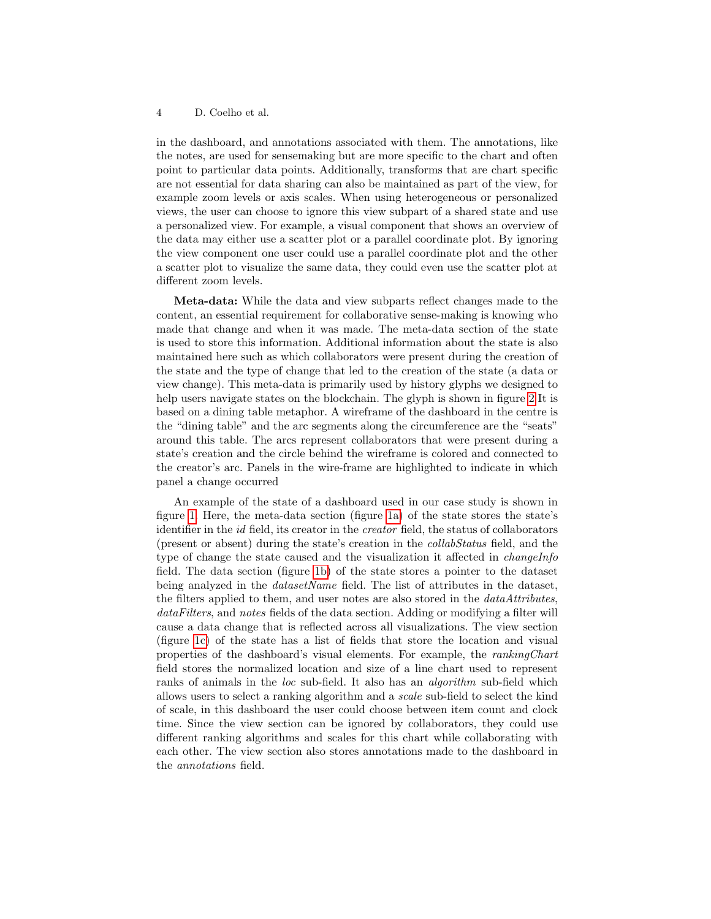in the dashboard, and annotations associated with them. The annotations, like the notes, are used for sensemaking but are more specific to the chart and often point to particular data points. Additionally, transforms that are chart specific are not essential for data sharing can also be maintained as part of the view, for example zoom levels or axis scales. When using heterogeneous or personalized views, the user can choose to ignore this view subpart of a shared state and use a personalized view. For example, a visual component that shows an overview of the data may either use a scatter plot or a parallel coordinate plot. By ignoring the view component one user could use a parallel coordinate plot and the other a scatter plot to visualize the same data, they could even use the scatter plot at different zoom levels.

**Meta-data:** While the data and view subparts reflect changes made to the content, an essential requirement for collaborative sense-making is knowing who made that change and when it was made. The meta-data section of the state is used to store this information. Additional information about the state is also maintained here such as which collaborators were present during the creation of the state and the type of change that led to the creation of the state (a data or view change). This meta-data is primarily used by history glyphs we designed to help users navigate states on the blockchain. The glyph is shown in figure 2 It is based on a dining table metaphor. A wireframe of the dashboard in the centre is the "dining table" and the arc segments along the circumference are the "seats" around this table. The arcs represent collaborators that were present during a state's creation and the circle behind the wireframe is colored and connected to the creator's arc. Panels in the wire-frame are highlighted to indicate in which panel a change occurred

An example of the state of a dashboard used in our case study is shown in figure 1. Here, the meta-data section (figure 1a) of the state stores the state's identifier in the *id* field, its creator in the *creator* field, the status of collaborators (present or absent) during the state's creation in the *collabStatus* field, and the type of change the state caused and the visualization it affected in *changeInfo* field. The data section (figure 1b) of the state stores a pointer to the dataset being analyzed in the *datasetName* field. The list of attributes in the dataset, the filters applied to them, and user notes are also stored in the *dataAttributes*, *dataFilters*, and *notes* fields of the data section. Adding or modifying a filter will cause a data change that is reflected across all visualizations. The view section (figure 1c) of the state has a list of fields that store the location and visual properties of the dashboard's visual elements. For example, the *rankingChart* field stores the normalized location and size of a line chart used to represent ranks of animals in the *loc* sub-field. It also has an *algorithm* sub-field which allows users to select a ranking algorithm and a *scale* sub-field to select the kind of scale, in this dashboard the user could choose between item count and clock time. Since the view section can be ignored by collaborators, they could use different ranking algorithms and scales for this chart while collaborating with each other. The view section also stores annotations made to the dashboard in the *annotations* field.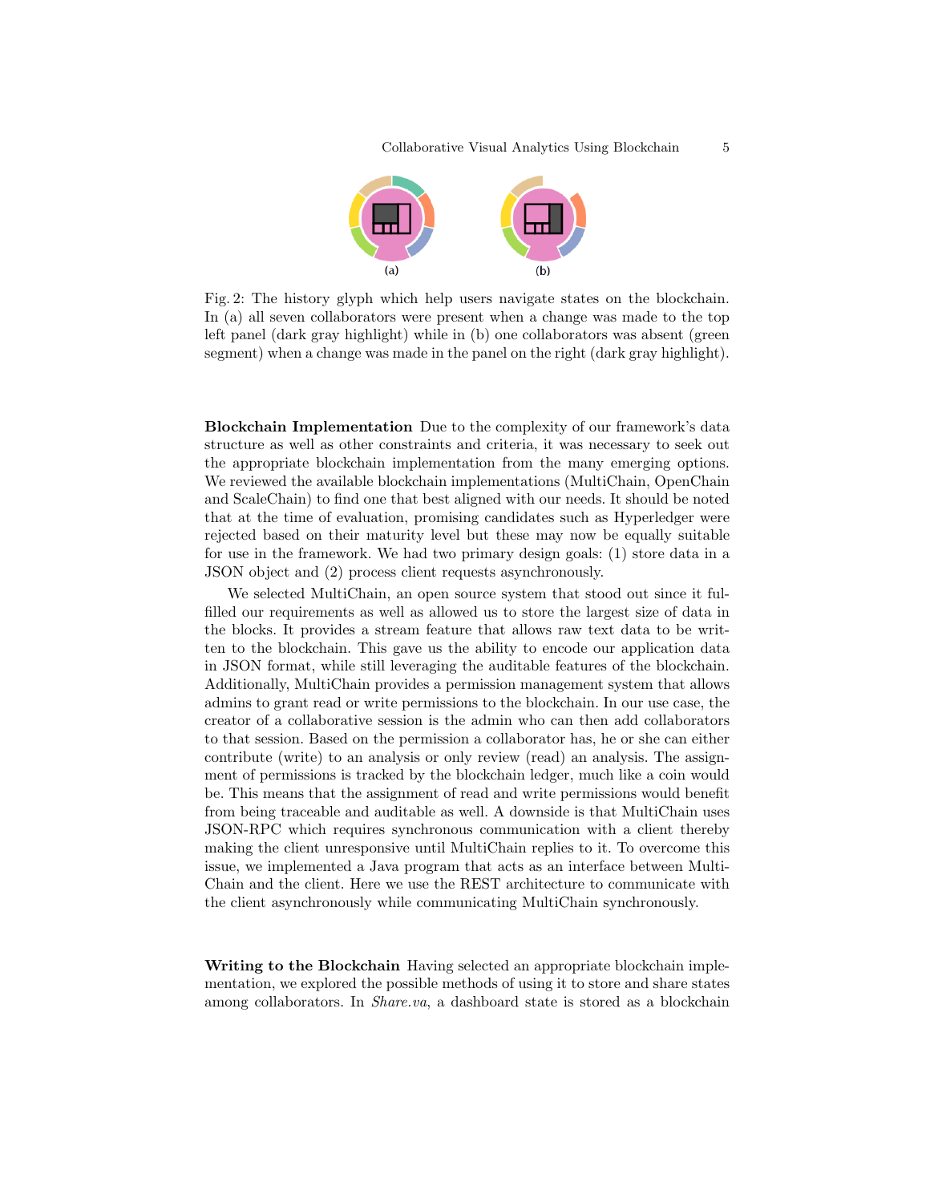(a)

(b)

Fig. 2: The history glyph which help users navigate states on the blockchain. In (a) all seven collaborators were present when a change was made to the top left panel (dark gray highlight) while in (b) one collaborators was absent (green segment) when a change was made in the panel on the right (dark gray highlight).

**Blockchain Implementation** Due to the complexity of our framework's data structure as well as other constraints and criteria, it was necessary to seek out the appropriate blockchain implementation from the many emerging options. We reviewed the available blockchain implementations (MultiChain, OpenChain and ScaleChain) to find one that best aligned with our needs. It should be noted that at the time of evaluation, promising candidates such as Hyperledger were rejected based on their maturity level but these may now be equally suitable for use in the framework. We had two primary design goals: (1) store data in a JSON object and (2) process client requests asynchronously.

We selected MultiChain, an open source system that stood out since it fulfilled our requirements as well as allowed us to store the largest size of data in the blocks. It provides a stream feature that allows raw text data to be written to the blockchain. This gave us the ability to encode our application data in JSON format, while still leveraging the auditable features of the blockchain. Additionally, MultiChain provides a permission management system that allows admins to grant read or write permissions to the blockchain. In our use case, the creator of a collaborative session is the admin who can then add collaborators to that session. Based on the permission a collaborator has, he or she can either contribute (write) to an analysis or only review (read) an analysis. The assignment of permissions is tracked by the blockchain ledger, much like a coin would be. This means that the assignment of read and write permissions would benefit from being traceable and auditable as well. A downside is that MultiChain uses JSON-RPC which requires synchronous communication with a client thereby making the client unresponsive until MultiChain replies to it. To overcome this issue, we implemented a Java program that acts as an interface between MultiChain and the client. Here we use the REST architecture to communicate with the client asynchronously while communicating MultiChain synchronously.

**Writing to the Blockchain** Having selected an appropriate blockchain implementation, we explored the possible methods of using it to store and share states among collaborators. In *Share.va*, a dashboard state is stored as a blockchain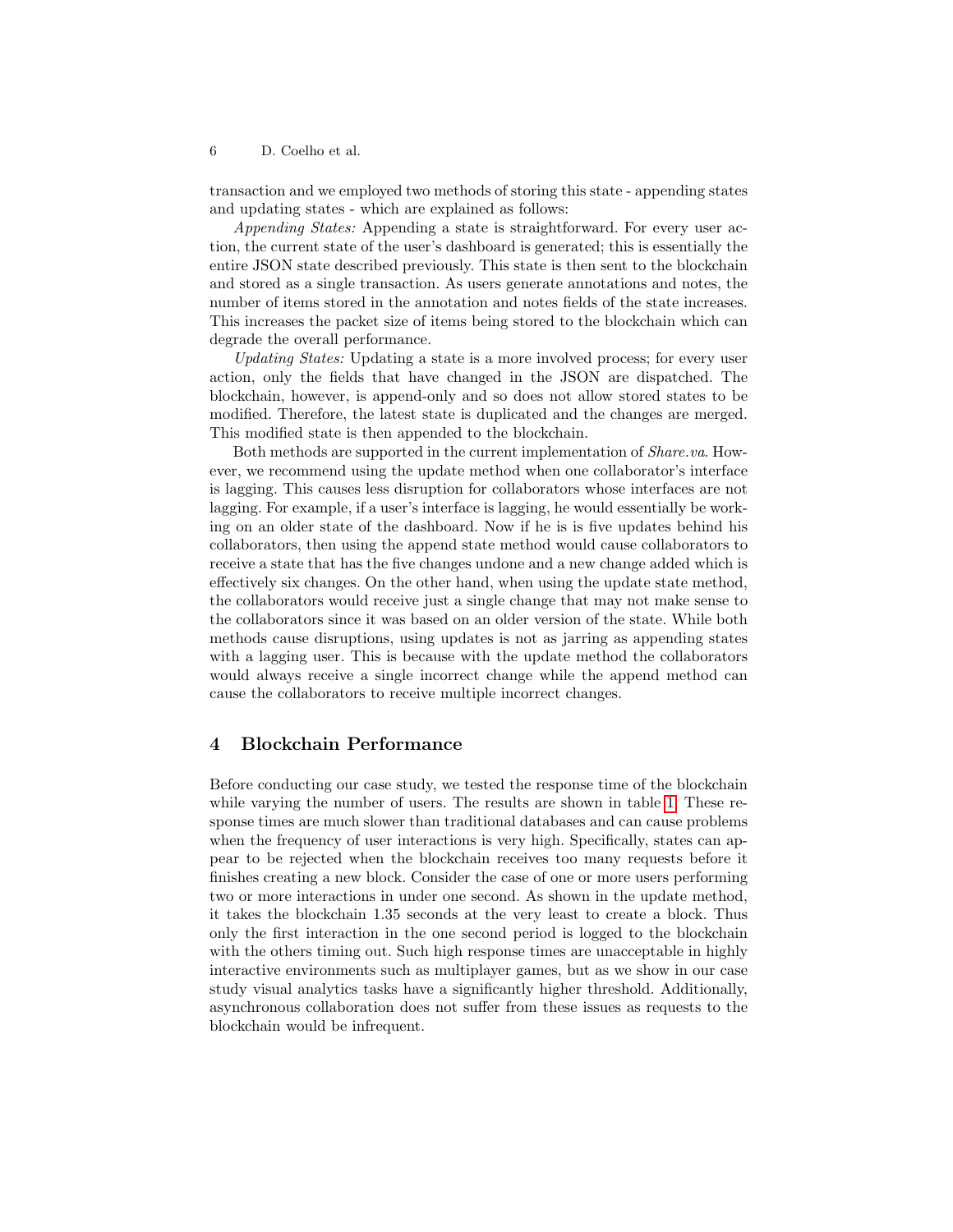transaction and we employed two methods of storing this state - appending states and updating states - which are explained as follows:

*Appending States:* Appending a state is straightforward. For every user action, the current state of the user's dashboard is generated; this is essentially the entire JSON state described previously. This state is then sent to the blockchain and stored as a single transaction. As users generate annotations and notes, the number of items stored in the annotation and notes fields of the state increases. This increases the packet size of items being stored to the blockchain which can degrade the overall performance.

*Updating States:* Updating a state is a more involved process; for every user action, only the fields that have changed in the JSON are dispatched. The blockchain, however, is append-only and so does not allow stored states to be modified. Therefore, the latest state is duplicated and the changes are merged. This modified state is then appended to the blockchain.

Both methods are supported in the current implementation of *Share.va*. However, we recommend using the update method when one collaborator's interface is lagging. This causes less disruption for collaborators whose interfaces are not lagging. For example, if a user's interface is lagging, he would essentially be working on an older state of the dashboard. Now if he is is five updates behind his collaborators, then using the append state method would cause collaborators to receive a state that has the five changes undone and a new change added which is effectively six changes. On the other hand, when using the update state method, the collaborators would receive just a single change that may not make sense to the collaborators since it was based on an older version of the state. While both methods cause disruptions, using updates is not as jarring as appending states with a lagging user. This is because with the update method the collaborators would always receive a single incorrect change while the append method can cause the collaborators to receive multiple incorrect changes.

## 4 Blockchain Performance

Before conducting our case study, we tested the response time of the blockchain while varying the number of users. The results are shown in table 1. These response times are much slower than traditional databases and can cause problems when the frequency of user interactions is very high. Specifically, states can appear to be rejected when the blockchain receives too many requests before it finishes creating a new block. Consider the case of one or more users performing two or more interactions in under one second. As shown in the update method, it takes the blockchain 1.35 seconds at the very least to create a block. Thus only the first interaction in the one second period is logged to the blockchain with the others timing out. Such high response times are unacceptable in highly interactive environments such as multiplayer games, but as we show in our case study visual analytics tasks have a significantly higher threshold. Additionally, asynchronous collaboration does not suffer from these issues as requests to the blockchain would be infrequent.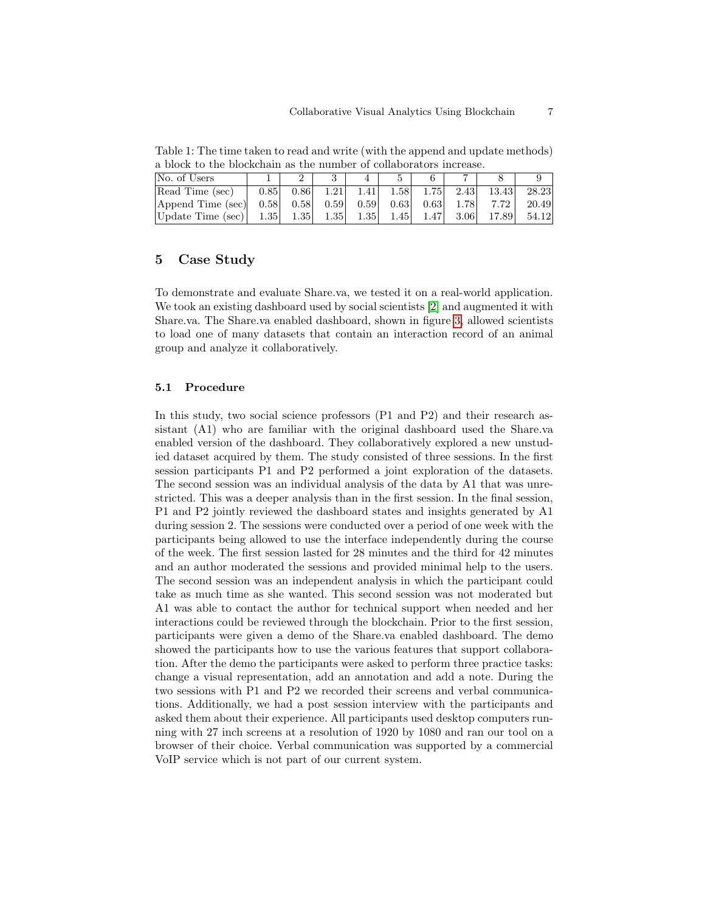Table 1: The time taken to read and write (with the append and update methods) a block to the blockchain as the number of collaborators increase.

| No. of Users | 1 | 2 | 3 | 4 | 5 | 6 | 7 | 8 | 9 |
|---|---|---|---|---|---|---|---|---|---|
| Read Time (sec) | 0.85 | 0.86 | 1.21 | 1.41 | 1.58 | 1.75 | 2.43 | 13.43 | 28.23 |
| Append Time (sec) | 0.58 | 0.58 | 0.59 | 0.59 | 0.63 | 0.63 | 1.78 | 7.72 | 20.49 |
| Update Time (sec) | 1.35 | 1.35 | 1.35 | 1.35 | 1.45 | 1.47 | 3.06 | 17.89 | 54.12 |

## 5 Case Study

To demonstrate and evaluate Share.va, we tested it on a real-world application. We took an existing dashboard used by social scientists [2] and augmented it with Share.va. The Share.va enabled dashboard, shown in figure 3, allowed scientists to load one of many datasets that contain an interaction record of an animal group and analyze it collaboratively.

### 5.1 Procedure

In this study, two social science professors (P1 and P2) and their research assistant (A1) who are familiar with the original dashboard used the Share.va enabled version of the dashboard. They collaboratively explored a new unstudied dataset acquired by them. The study consisted of three sessions. In the first session participants P1 and P2 performed a joint exploration of the datasets. The second session was an individual analysis of the data by A1 that was unrestricted. This was a deeper analysis than in the first session. In the final session, P1 and P2 jointly reviewed the dashboard states and insights generated by A1 during session 2. The sessions were conducted over a period of one week with the participants being allowed to use the interface independently during the course of the week. The first session lasted for 28 minutes and the third for 42 minutes and an author moderated the sessions and provided minimal help to the users. The second session was an independent analysis in which the participant could take as much time as she wanted. This second session was not moderated but A1 was able to contact the author for technical support when needed and her interactions could be reviewed through the blockchain. Prior to the first session, participants were given a demo of the Share.va enabled dashboard. The demo showed the participants how to use the various features that support collaboration. After the demo the participants were asked to perform three practice tasks: change a visual representation, add an annotation and add a note. During the two sessions with P1 and P2 we recorded their screens and verbal communications. Additionally, we had a post session interview with the participants and asked them about their experience. All participants used desktop computers running with 27 inch screens at a resolution of 1920 by 1080 and ran our tool on a browser of their choice. Verbal communication was supported by a commercial VoIP service which is not part of our current system.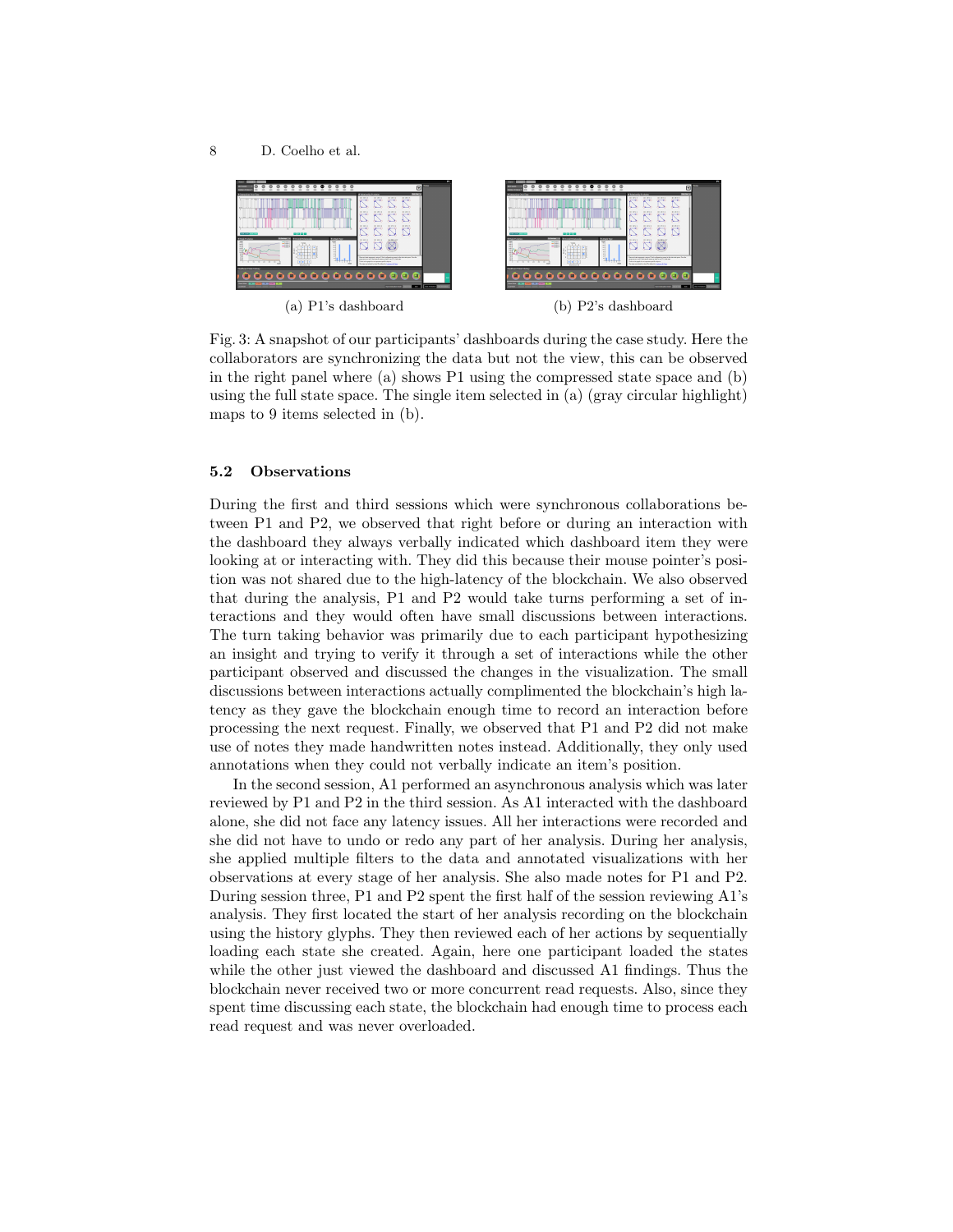(a) P1's dashboard

(b) P2's dashboard

Fig. 3: A snapshot of our participants' dashboards during the case study. Here the collaborators are synchronizing the data but not the view, this can be observed in the right panel where (a) shows P1 using the compressed state space and (b) using the full state space. The single item selected in (a) (gray circular highlight) maps to 9 items selected in (b).

### 5.2 Observations

During the first and third sessions which were synchronous collaborations between P1 and P2, we observed that right before or during an interaction with the dashboard they always verbally indicated which dashboard item they were looking at or interacting with. They did this because their mouse pointer's position was not shared due to the high-latency of the blockchain. We also observed that during the analysis, P1 and P2 would take turns performing a set of interactions and they would often have small discussions between interactions. The turn taking behavior was primarily due to each participant hypothesizing an insight and trying to verify it through a set of interactions while the other participant observed and discussed the changes in the visualization. The small discussions between interactions actually complimented the blockchain's high latency as they gave the blockchain enough time to record an interaction before processing the next request. Finally, we observed that P1 and P2 did not make use of notes they made handwritten notes instead. Additionally, they only used annotations when they could not verbally indicate an item's position.

In the second session, A1 performed an asynchronous analysis which was later reviewed by P1 and P2 in the third session. As A1 interacted with the dashboard alone, she did not face any latency issues. All her interactions were recorded and she did not have to undo or redo any part of her analysis. During her analysis, she applied multiple filters to the data and annotated visualizations with her observations at every stage of her analysis. She also made notes for P1 and P2. During session three, P1 and P2 spent the first half of the session reviewing A1's analysis. They first located the start of her analysis recording on the blockchain using the history glyphs. They then reviewed each of her actions by sequentially loading each state she created. Again, here one participant loaded the states while the other just viewed the dashboard and discussed A1 findings. Thus the blockchain never received two or more concurrent read requests. Also, since they spent time discussing each state, the blockchain had enough time to process each read request and was never overloaded.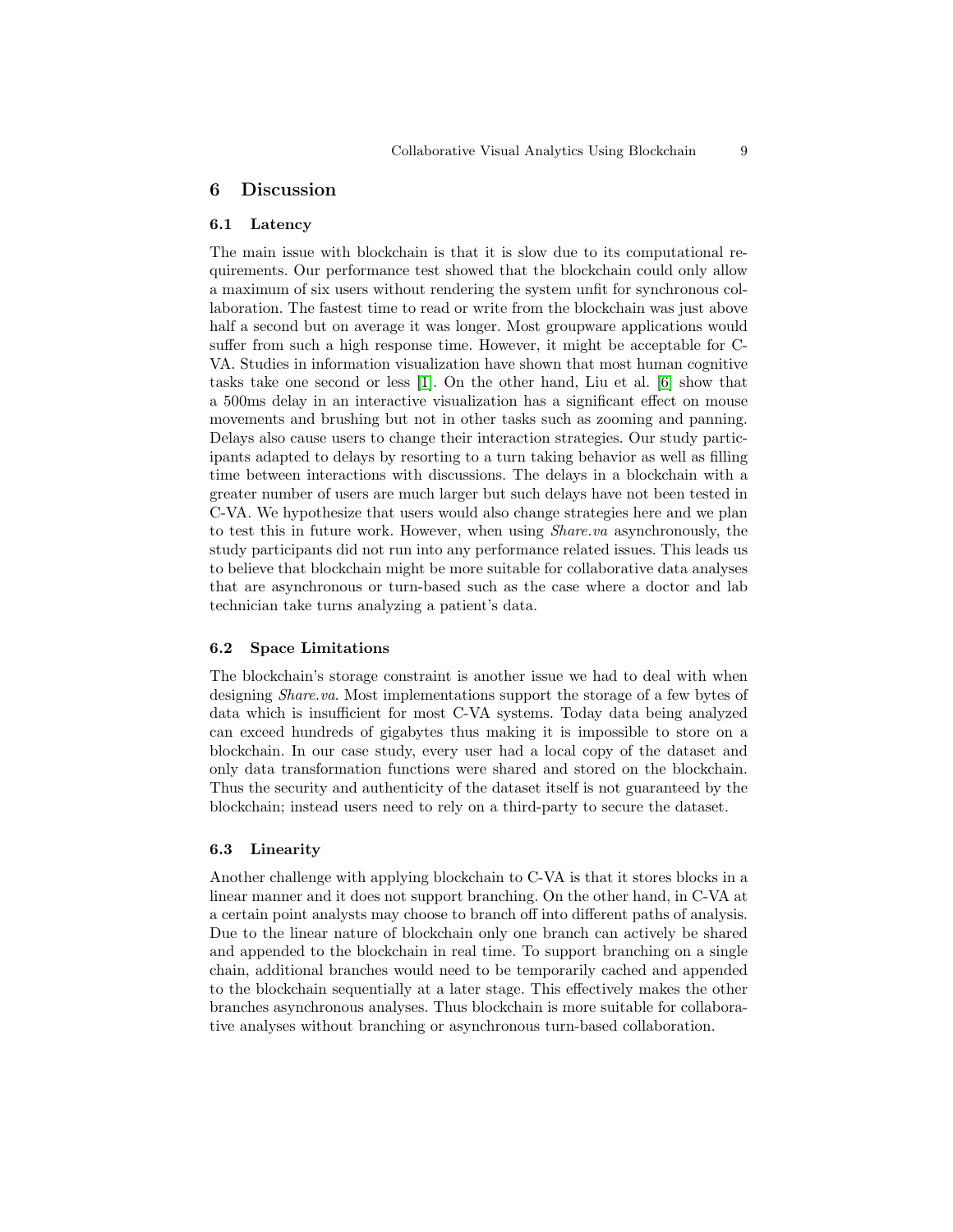## 6 Discussion

### 6.1 Latency

The main issue with blockchain is that it is slow due to its computational requirements. Our performance test showed that the blockchain could only allow a maximum of six users without rendering the system unfit for synchronous collaboration. The fastest time to read or write from the blockchain was just above half a second but on average it was longer. Most groupware applications would suffer from such a high response time. However, it might be acceptable for C-VA. Studies in information visualization have shown that most human cognitive tasks take one second or less [1]. On the other hand, Liu et al. [6] show that a 500ms delay in an interactive visualization has a significant effect on mouse movements and brushing but not in other tasks such as zooming and panning. Delays also cause users to change their interaction strategies. Our study participants adapted to delays by resorting to a turn taking behavior as well as filling time between interactions with discussions. The delays in a blockchain with a greater number of users are much larger but such delays have not been tested in C-VA. We hypothesize that users would also change strategies here and we plan to test this in future work. However, when using *Share.va* asynchronously, the study participants did not run into any performance related issues. This leads us to believe that blockchain might be more suitable for collaborative data analyses that are asynchronous or turn-based such as the case where a doctor and lab technician take turns analyzing a patient's data.

### 6.2 Space Limitations

The blockchain's storage constraint is another issue we had to deal with when designing *Share.va*. Most implementations support the storage of a few bytes of data which is insufficient for most C-VA systems. Today data being analyzed can exceed hundreds of gigabytes thus making it is impossible to store on a blockchain. In our case study, every user had a local copy of the dataset and only data transformation functions were shared and stored on the blockchain. Thus the security and authenticity of the dataset itself is not guaranteed by the blockchain; instead users need to rely on a third-party to secure the dataset.

### 6.3 Linearity

Another challenge with applying blockchain to C-VA is that it stores blocks in a linear manner and it does not support branching. On the other hand, in C-VA at a certain point analysts may choose to branch off into different paths of analysis. Due to the linear nature of blockchain only one branch can actively be shared and appended to the blockchain in real time. To support branching on a single chain, additional branches would need to be temporarily cached and appended to the blockchain sequentially at a later stage. This effectively makes the other branches asynchronous analyses. Thus blockchain is more suitable for collaborative analyses without branching or asynchronous turn-based collaboration.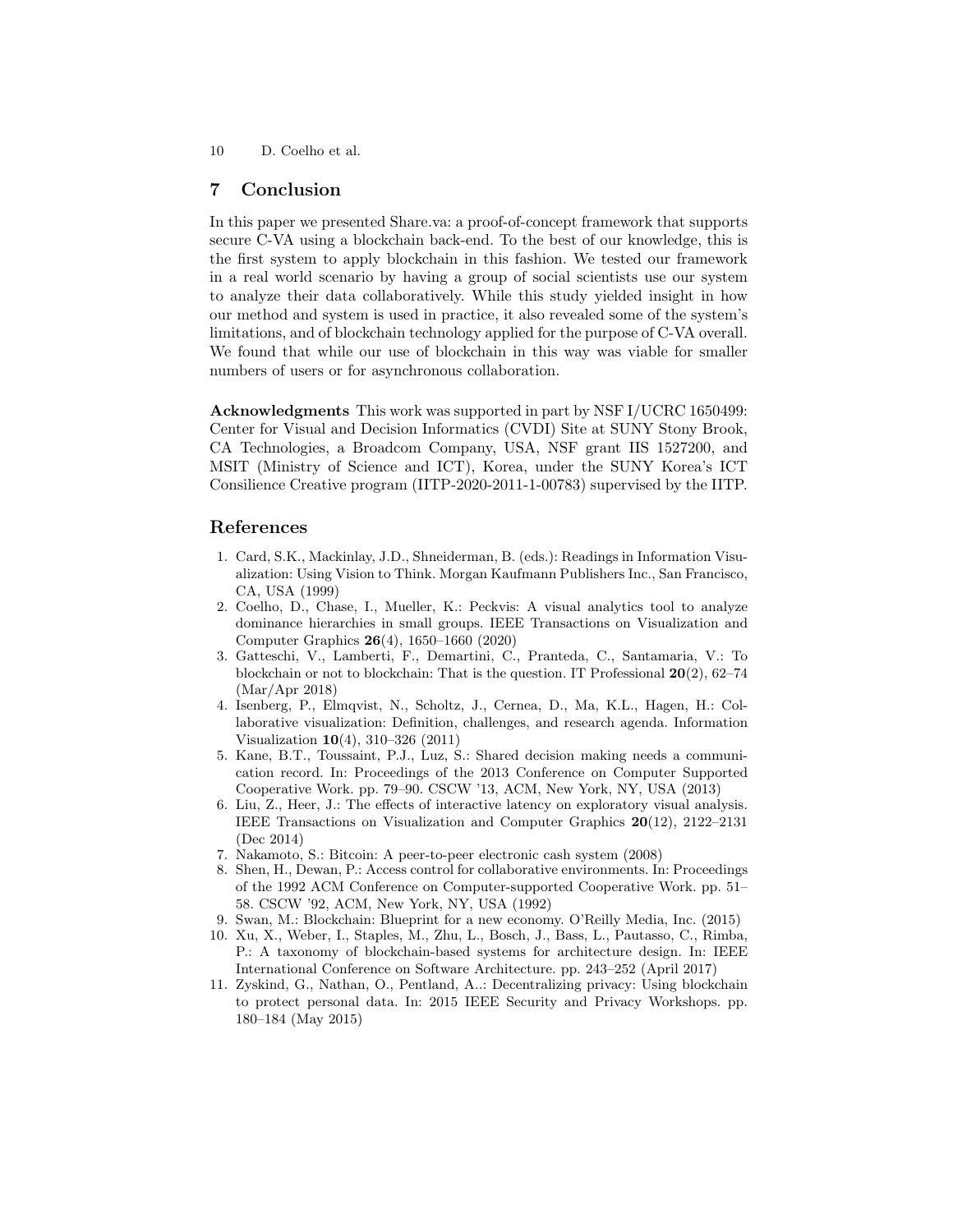## 7 Conclusion

In this paper we presented Share.va: a proof-of-concept framework that supports secure C-VA using a blockchain back-end. To the best of our knowledge, this is the first system to apply blockchain in this fashion. We tested our framework in a real world scenario by having a group of social scientists use our system to analyze their data collaboratively. While this study yielded insight in how our method and system is used in practice, it also revealed some of the system's limitations, and of blockchain technology applied for the purpose of C-VA overall. We found that while our use of blockchain in this way was viable for smaller numbers of users or for asynchronous collaboration.

**Acknowledgments** This work was supported in part by NSF I/UCRC 1650499: Center for Visual and Decision Informatics (CVDI) Site at SUNY Stony Brook, CA Technologies, a Broadcom Company, USA, NSF grant IIS 1527200, and MSIT (Ministry of Science and ICT), Korea, under the SUNY Korea's ICT Consilience Creative program (IITP-2020-2011-1-00783) supervised by the IITP.

## References

1. Card, S.K., Mackinlay, J.D., Shneiderman, B. (eds.): Readings in Information Visualization: Using Vision to Think. Morgan Kaufmann Publishers Inc., San Francisco, CA, USA (1999)
2. Coelho, D., Chase, I., Mueller, K.: Peckvis: A visual analytics tool to analyze dominance hierarchies in small groups. IEEE Transactions on Visualization and Computer Graphics **26**(4), 1650–1660 (2020)
3. Gatteschi, V., Lamberti, F., Demartini, C., Pranteda, C., Santamaria, V.: To blockchain or not to blockchain: That is the question. IT Professional **20**(2), 62–74 (Mar/Apr 2018)
4. Isenberg, P., Elmqvist, N., Scholtz, J., Cernea, D., Ma, K.L., Hagen, H.: Collaborative visualization: Definition, challenges, and research agenda. Information Visualization **10**(4), 310–326 (2011)
5. Kane, B.T., Toussaint, P.J., Luz, S.: Shared decision making needs a communication record. In: Proceedings of the 2013 Conference on Computer Supported Cooperative Work. pp. 79–90. CSCW '13, ACM, New York, NY, USA (2013)
6. Liu, Z., Heer, J.: The effects of interactive latency on exploratory visual analysis. IEEE Transactions on Visualization and Computer Graphics **20**(12), 2122–2131 (Dec 2014)
7. Nakamoto, S.: Bitcoin: A peer-to-peer electronic cash system (2008)
8. Shen, H., Dewan, P.: Access control for collaborative environments. In: Proceedings of the 1992 ACM Conference on Computer-supported Cooperative Work. pp. 51–58. CSCW '92, ACM, New York, NY, USA (1992)
9. Swan, M.: Blockchain: Blueprint for a new economy. O'Reilly Media, Inc. (2015)
10. Xu, X., Weber, I., Staples, M., Zhu, L., Bosch, J., Bass, L., Pautasso, C., Rimba, P.: A taxonomy of blockchain-based systems for architecture design. In: IEEE International Conference on Software Architecture. pp. 243–252 (April 2017)
11. Zyskind, G., Nathan, O., Pentland, A..: Decentralizing privacy: Using blockchain to protect personal data. In: 2015 IEEE Security and Privacy Workshops. pp. 180–184 (May 2015)